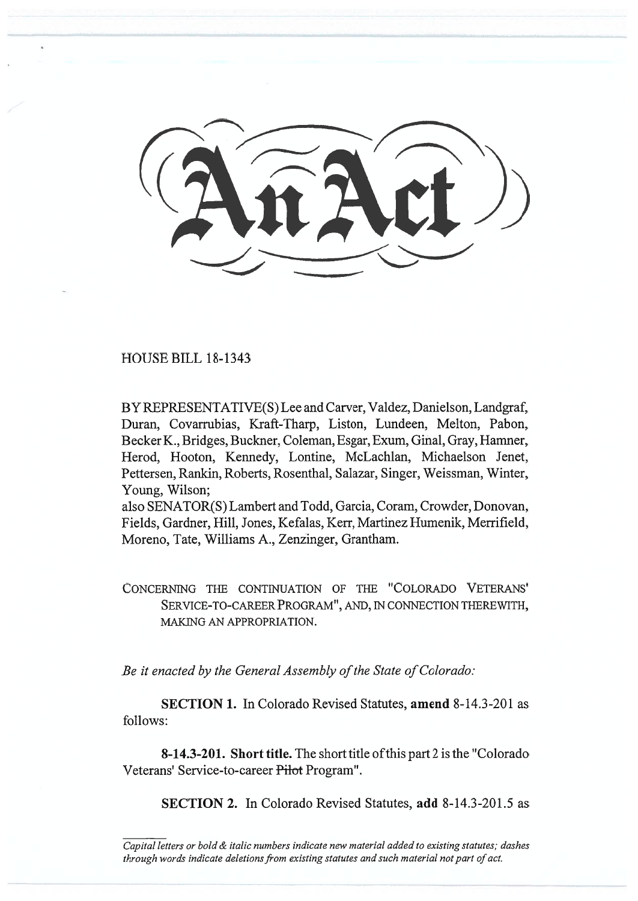# An Act

HOUSE BILL 18-1343

BY REPRESENTATIVE(S) Lee and Carver, Valdez, Danielson, Landgraf, Duran, Covarrubias, Kraft-Tharp, Liston, Lundeen, Melton, Pabon, Becker K., Bridges, Buckner, Coleman, Esgar, Exum, Ginal, Gray, Hamner, Herod, Hooton, Kennedy, Lontine, McLachlan, Michaelson Jenet, Pettersen, Rankin, Roberts, Rosenthal, Salazar, Singer, Weissman, Winter, Young, Wilson;
also SENATOR(S) Lambert and Todd, Garcia, Coram, Crowder, Donovan, Fields, Gardner, Hill, Jones, Kefalas, Kerr, Martinez Humenik, Merrifield, Moreno, Tate, Williams A., Zenzinger, Grantham.

CONCERNING THE CONTINUATION OF THE "COLORADO VETERANS' SERVICE-TO-CAREER PROGRAM", AND, IN CONNECTION THEREWITH, MAKING AN APPROPRIATION.

*Be it enacted by the General Assembly of the State of Colorado:*

**SECTION 1.** In Colorado Revised Statutes, **amend** 8-14.3-201 as follows:

**8-14.3-201. Short title.** The short title of this part 2 is the "Colorado Veterans' Service-to-career ~~Pilot~~ Program".

**SECTION 2.** In Colorado Revised Statutes, **add** 8-14.3-201.5 as

*Capital letters or bold & italic numbers indicate new material added to existing statutes; dashes through words indicate deletions from existing statutes and such material not part of act.*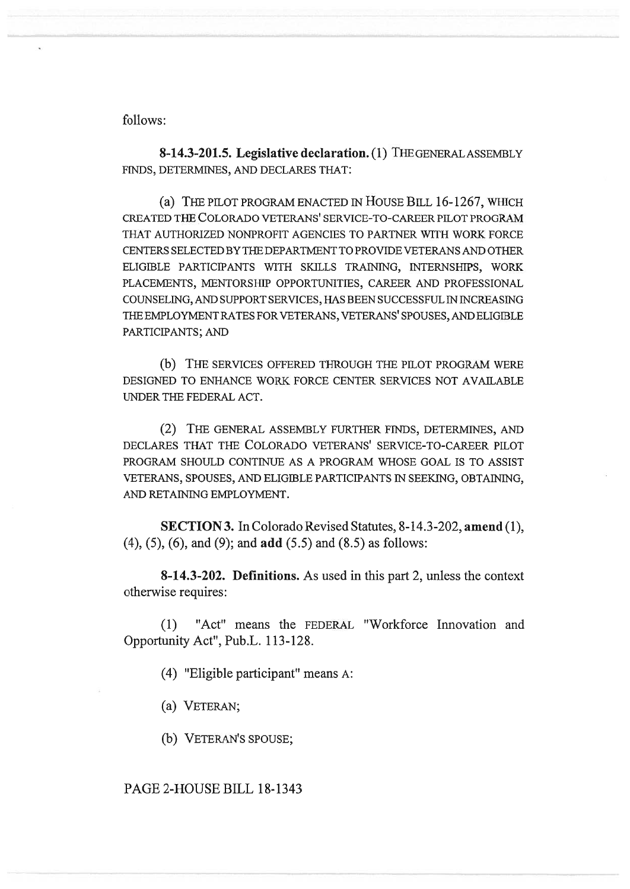follows:

**8-14.3-201.5. Legislative declaration.** (1) THE GENERAL ASSEMBLY FINDS, DETERMINES, AND DECLARES THAT:

(a) THE PILOT PROGRAM ENACTED IN HOUSE BILL 16-1267, WHICH CREATED THE COLORADO VETERANS' SERVICE-TO-CAREER PILOT PROGRAM THAT AUTHORIZED NONPROFIT AGENCIES TO PARTNER WITH WORK FORCE CENTERS SELECTED BY THE DEPARTMENT TO PROVIDE VETERANS AND OTHER ELIGIBLE PARTICIPANTS WITH SKILLS TRAINING, INTERNSHIPS, WORK PLACEMENTS, MENTORSHIP OPPORTUNITIES, CAREER AND PROFESSIONAL COUNSELING, AND SUPPORT SERVICES, HAS BEEN SUCCESSFUL IN INCREASING THE EMPLOYMENT RATES FOR VETERANS, VETERANS' SPOUSES, AND ELIGIBLE PARTICIPANTS; AND

(b) THE SERVICES OFFERED THROUGH THE PILOT PROGRAM WERE DESIGNED TO ENHANCE WORK FORCE CENTER SERVICES NOT AVAILABLE UNDER THE FEDERAL ACT.

(2) THE GENERAL ASSEMBLY FURTHER FINDS, DETERMINES, AND DECLARES THAT THE COLORADO VETERANS' SERVICE-TO-CAREER PILOT PROGRAM SHOULD CONTINUE AS A PROGRAM WHOSE GOAL IS TO ASSIST VETERANS, SPOUSES, AND ELIGIBLE PARTICIPANTS IN SEEKING, OBTAINING, AND RETAINING EMPLOYMENT.

**SECTION 3.** In Colorado Revised Statutes, 8-14.3-202, **amend** (1), (4), (5), (6), and (9); and **add** (5.5) and (8.5) as follows:

**8-14.3-202. Definitions.** As used in this part 2, unless the context otherwise requires:

(1) "Act" means the FEDERAL "Workforce Innovation and Opportunity Act", Pub.L. 113-128.

(4) "Eligible participant" means A:

(a) VETERAN;

(b) VETERAN'S SPOUSE;

PAGE 2-HOUSE BILL 18-1343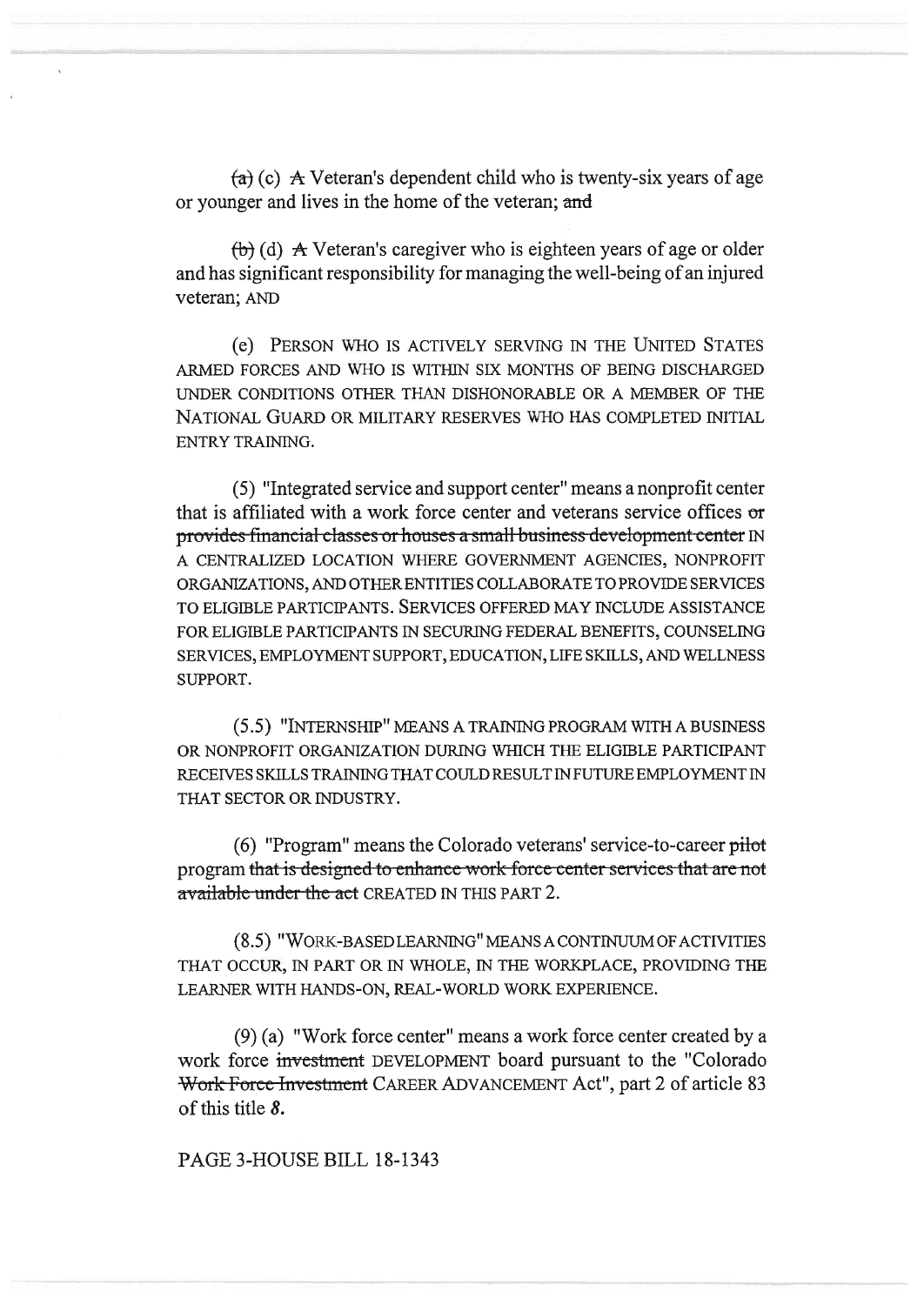~~(a)~~ (c) ~~A~~ Veteran's dependent child who is twenty-six years of age or younger and lives in the home of the veteran; ~~and~~

~~(b)~~ (d) ~~A~~ Veteran's caregiver who is eighteen years of age or older and has significant responsibility for managing the well-being of an injured veteran; AND

(e) PERSON WHO IS ACTIVELY SERVING IN THE UNITED STATES ARMED FORCES AND WHO IS WITHIN SIX MONTHS OF BEING DISCHARGED UNDER CONDITIONS OTHER THAN DISHONORABLE OR A MEMBER OF THE NATIONAL GUARD OR MILITARY RESERVES WHO HAS COMPLETED INITIAL ENTRY TRAINING.

(5) "Integrated service and support center" means a nonprofit center that is affiliated with a work force center and veterans service offices ~~or provides financial classes or houses a small business development center~~ IN A CENTRALIZED LOCATION WHERE GOVERNMENT AGENCIES, NONPROFIT ORGANIZATIONS, AND OTHER ENTITIES COLLABORATE TO PROVIDE SERVICES TO ELIGIBLE PARTICIPANTS. SERVICES OFFERED MAY INCLUDE ASSISTANCE FOR ELIGIBLE PARTICIPANTS IN SECURING FEDERAL BENEFITS, COUNSELING SERVICES, EMPLOYMENT SUPPORT, EDUCATION, LIFE SKILLS, AND WELLNESS SUPPORT.

(5.5) "INTERNSHIP" MEANS A TRAINING PROGRAM WITH A BUSINESS OR NONPROFIT ORGANIZATION DURING WHICH THE ELIGIBLE PARTICIPANT RECEIVES SKILLS TRAINING THAT COULD RESULT IN FUTURE EMPLOYMENT IN THAT SECTOR OR INDUSTRY.

(6) "Program" means the Colorado veterans' service-to-career ~~pilot~~ program ~~that is designed to enhance work force center services that are not available under the act~~ CREATED IN THIS PART 2.

(8.5) "WORK-BASED LEARNING" MEANS A CONTINUUM OF ACTIVITIES THAT OCCUR, IN PART OR IN WHOLE, IN THE WORKPLACE, PROVIDING THE LEARNER WITH HANDS-ON, REAL-WORLD WORK EXPERIENCE.

(9) (a) "Work force center" means a work force center created by a work force ~~investment~~ DEVELOPMENT board pursuant to the "Colorado ~~Work Force Investment~~ CAREER ADVANCEMENT Act", part 2 of article 83 of this title *8*.

PAGE 3-HOUSE BILL 18-1343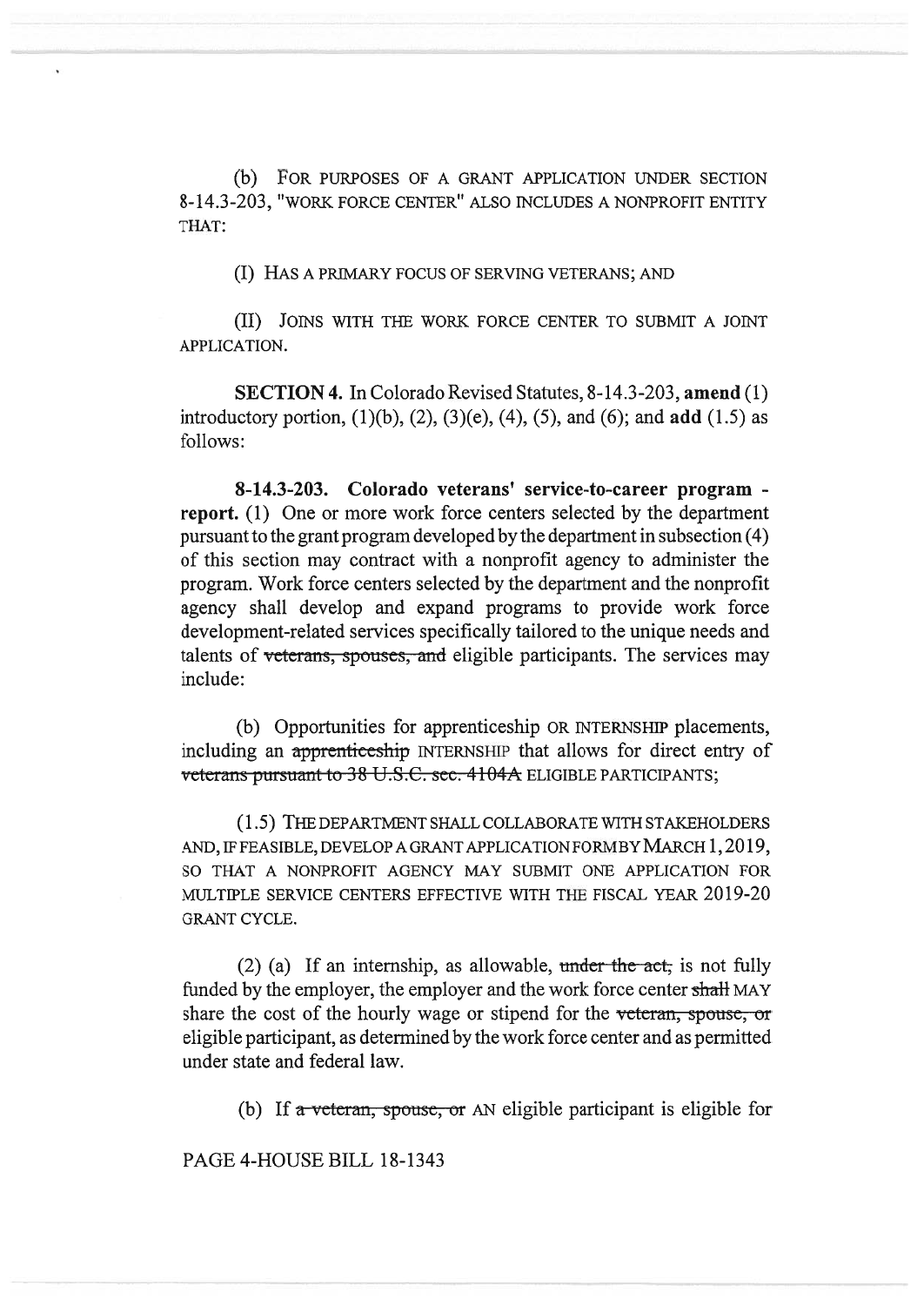(b) FOR PURPOSES OF A GRANT APPLICATION UNDER SECTION 8-14.3-203, "WORK FORCE CENTER" ALSO INCLUDES A NONPROFIT ENTITY THAT:

(I) HAS A PRIMARY FOCUS OF SERVING VETERANS; AND

(II) JOINS WITH THE WORK FORCE CENTER TO SUBMIT A JOINT APPLICATION.

**SECTION 4.** In Colorado Revised Statutes, 8-14.3-203, **amend** (1) introductory portion, (1)(b), (2), (3)(e), (4), (5), and (6); and **add** (1.5) as follows:

**8-14.3-203. Colorado veterans' service-to-career program - report.** (1) One or more work force centers selected by the department pursuant to the grant program developed by the department in subsection (4) of this section may contract with a nonprofit agency to administer the program. Work force centers selected by the department and the nonprofit agency shall develop and expand programs to provide work force development-related services specifically tailored to the unique needs and talents of ~~veterans, spouses, and~~ eligible participants. The services may include:

(b) Opportunities for apprenticeship OR INTERNSHIP placements, including an ~~apprenticeship~~ INTERNSHIP that allows for direct entry of ~~veterans pursuant to 38 U.S.C. sec. 4104A~~ ELIGIBLE PARTICIPANTS;

(1.5) THE DEPARTMENT SHALL COLLABORATE WITH STAKEHOLDERS AND, IF FEASIBLE, DEVELOP A GRANT APPLICATION FORM BY MARCH 1, 2019, SO THAT A NONPROFIT AGENCY MAY SUBMIT ONE APPLICATION FOR MULTIPLE SERVICE CENTERS EFFECTIVE WITH THE FISCAL YEAR 2019-20 GRANT CYCLE.

(2) (a) If an internship, as allowable, ~~under the act,~~ is not fully funded by the employer, the employer and the work force center ~~shall~~ MAY share the cost of the hourly wage or stipend for the ~~veteran, spouse, or~~ eligible participant, as determined by the work force center and as permitted under state and federal law.

(b) If ~~a veteran, spouse, or~~ AN eligible participant is eligible for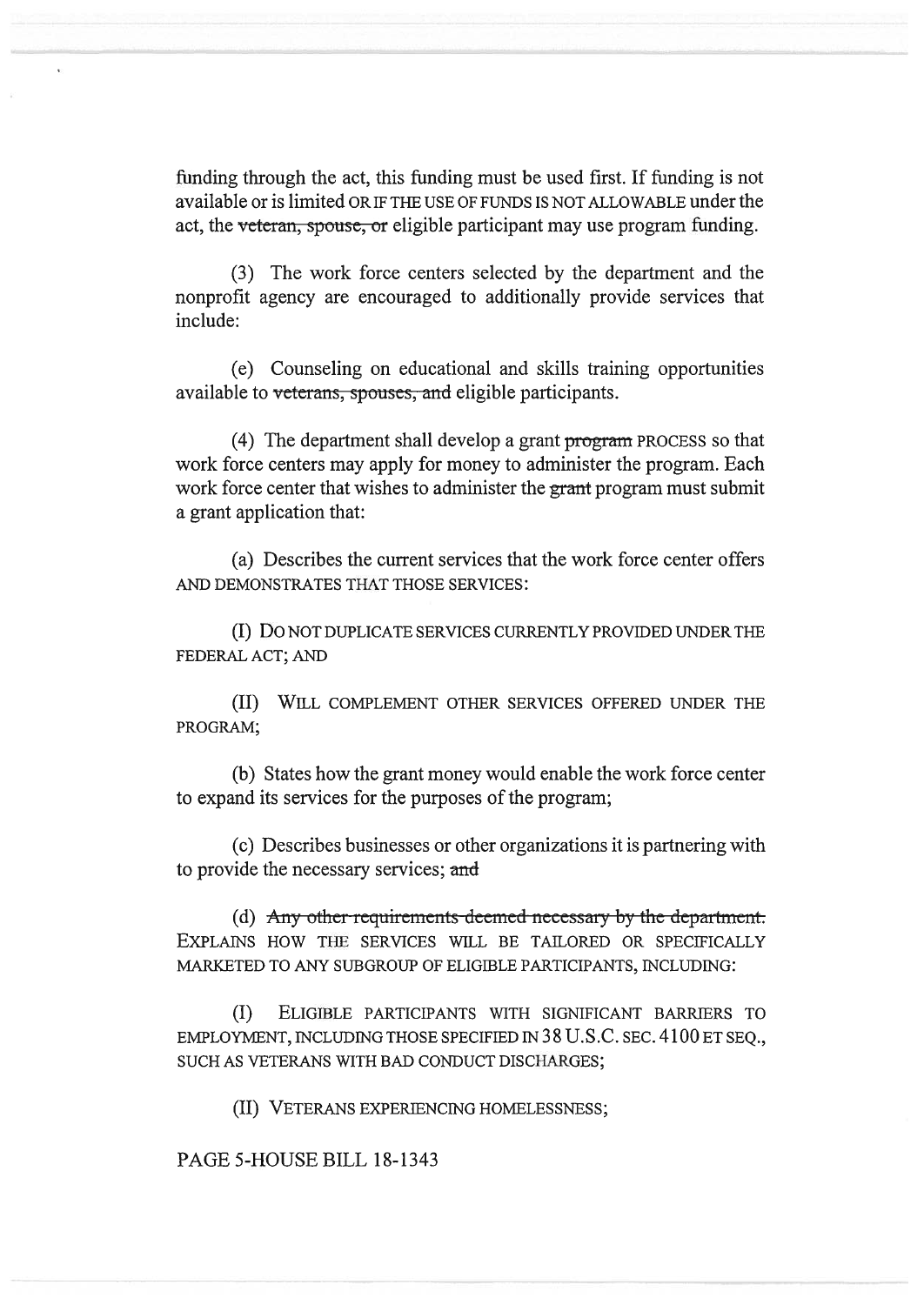funding through the act, this funding must be used first. If funding is not available or is limited OR IF THE USE OF FUNDS IS NOT ALLOWABLE under the act, the ~~veteran, spouse, or~~ eligible participant may use program funding.

(3) The work force centers selected by the department and the nonprofit agency are encouraged to additionally provide services that include:

(e) Counseling on educational and skills training opportunities available to ~~veterans, spouses, and~~ eligible participants.

(4) The department shall develop a grant ~~program~~ PROCESS so that work force centers may apply for money to administer the program. Each work force center that wishes to administer the ~~grant~~ program must submit a grant application that:

(a) Describes the current services that the work force center offers AND DEMONSTRATES THAT THOSE SERVICES:

(I) DO NOT DUPLICATE SERVICES CURRENTLY PROVIDED UNDER THE FEDERAL ACT; AND

(II) WILL COMPLEMENT OTHER SERVICES OFFERED UNDER THE PROGRAM;

(b) States how the grant money would enable the work force center to expand its services for the purposes of the program;

(c) Describes businesses or other organizations it is partnering with to provide the necessary services; ~~and~~

(d) ~~Any other requirements deemed necessary by the department.~~ EXPLAINS HOW THE SERVICES WILL BE TAILORED OR SPECIFICALLY MARKETED TO ANY SUBGROUP OF ELIGIBLE PARTICIPANTS, INCLUDING:

(I) ELIGIBLE PARTICIPANTS WITH SIGNIFICANT BARRIERS TO EMPLOYMENT, INCLUDING THOSE SPECIFIED IN 38 U.S.C. SEC. 4100 ET SEQ., SUCH AS VETERANS WITH BAD CONDUCT DISCHARGES;

(II) VETERANS EXPERIENCING HOMELESSNESS;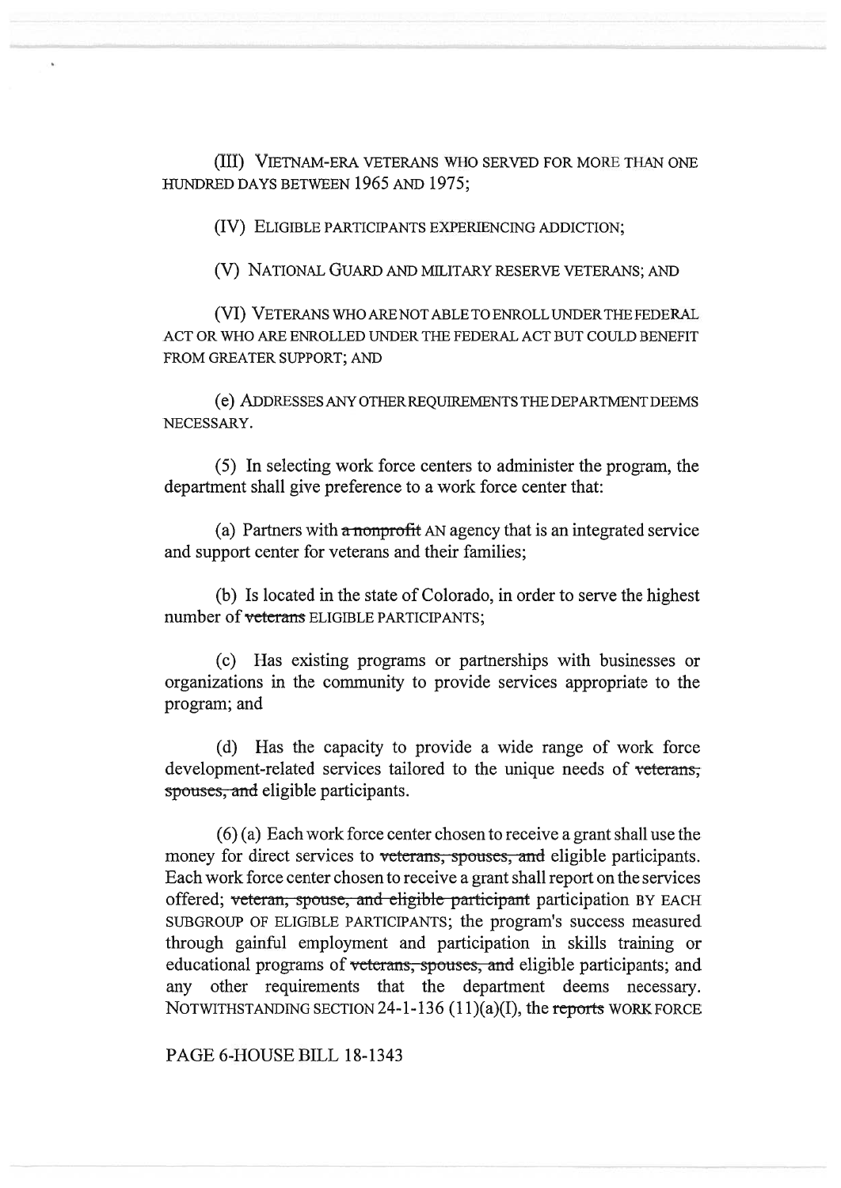(III) VIETNAM-ERA VETERANS WHO SERVED FOR MORE THAN ONE HUNDRED DAYS BETWEEN 1965 AND 1975;

(IV) ELIGIBLE PARTICIPANTS EXPERIENCING ADDICTION;

(V) NATIONAL GUARD AND MILITARY RESERVE VETERANS; AND

(VI) VETERANS WHO ARE NOT ABLE TO ENROLL UNDER THE FEDERAL ACT OR WHO ARE ENROLLED UNDER THE FEDERAL ACT BUT COULD BENEFIT FROM GREATER SUPPORT; AND

(e) ADDRESSES ANY OTHER REQUIREMENTS THE DEPARTMENT DEEMS NECESSARY.

(5) In selecting work force centers to administer the program, the department shall give preference to a work force center that:

(a) Partners with ~~a nonprofit~~ AN agency that is an integrated service and support center for veterans and their families;

(b) Is located in the state of Colorado, in order to serve the highest number of ~~veterans~~ ELIGIBLE PARTICIPANTS;

(c) Has existing programs or partnerships with businesses or organizations in the community to provide services appropriate to the program; and

(d) Has the capacity to provide a wide range of work force development-related services tailored to the unique needs of ~~veterans, spouses, and~~ eligible participants.

(6) (a) Each work force center chosen to receive a grant shall use the money for direct services to ~~veterans, spouses, and~~ eligible participants. Each work force center chosen to receive a grant shall report on the services offered; ~~veteran, spouse, and eligible participant~~ participation BY EACH SUBGROUP OF ELIGIBLE PARTICIPANTS; the program's success measured through gainful employment and participation in skills training or educational programs of ~~veterans, spouses, and~~ eligible participants; and any other requirements that the department deems necessary. NOTWITHSTANDING SECTION 24-1-136 (11)(a)(I), the ~~reports~~ WORK FORCE

PAGE 6-HOUSE BILL 18-1343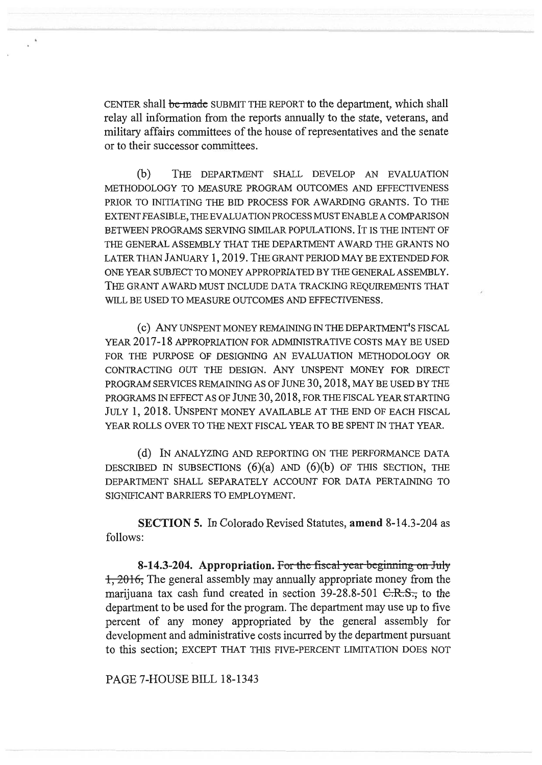CENTER shall ~~be made~~ SUBMIT THE REPORT to the department, which shall relay all information from the reports annually to the state, veterans, and military affairs committees of the house of representatives and the senate or to their successor committees.

(b) THE DEPARTMENT SHALL DEVELOP AN EVALUATION METHODOLOGY TO MEASURE PROGRAM OUTCOMES AND EFFECTIVENESS PRIOR TO INITIATING THE BID PROCESS FOR AWARDING GRANTS. TO THE EXTENT FEASIBLE, THE EVALUATION PROCESS MUST ENABLE A COMPARISON BETWEEN PROGRAMS SERVING SIMILAR POPULATIONS. IT IS THE INTENT OF THE GENERAL ASSEMBLY THAT THE DEPARTMENT AWARD THE GRANTS NO LATER THAN JANUARY 1, 2019. THE GRANT PERIOD MAY BE EXTENDED FOR ONE YEAR SUBJECT TO MONEY APPROPRIATED BY THE GENERAL ASSEMBLY. THE GRANT AWARD MUST INCLUDE DATA TRACKING REQUIREMENTS THAT WILL BE USED TO MEASURE OUTCOMES AND EFFECTIVENESS.

(c) ANY UNSPENT MONEY REMAINING IN THE DEPARTMENT'S FISCAL YEAR 2017-18 APPROPRIATION FOR ADMINISTRATIVE COSTS MAY BE USED FOR THE PURPOSE OF DESIGNING AN EVALUATION METHODOLOGY OR CONTRACTING OUT THE DESIGN. ANY UNSPENT MONEY FOR DIRECT PROGRAM SERVICES REMAINING AS OF JUNE 30, 2018, MAY BE USED BY THE PROGRAMS IN EFFECT AS OF JUNE 30, 2018, FOR THE FISCAL YEAR STARTING JULY 1, 2018. UNSPENT MONEY AVAILABLE AT THE END OF EACH FISCAL YEAR ROLLS OVER TO THE NEXT FISCAL YEAR TO BE SPENT IN THAT YEAR.

(d) IN ANALYZING AND REPORTING ON THE PERFORMANCE DATA DESCRIBED IN SUBSECTIONS (6)(a) AND (6)(b) OF THIS SECTION, THE DEPARTMENT SHALL SEPARATELY ACCOUNT FOR DATA PERTAINING TO SIGNIFICANT BARRIERS TO EMPLOYMENT.

**SECTION 5.** In Colorado Revised Statutes, **amend** 8-14.3-204 as follows:

**8-14.3-204. Appropriation.** ~~For the fiscal year beginning on July 1, 2016,~~ The general assembly may annually appropriate money from the marijuana tax cash fund created in section 39-28.8-501 ~~C.R.S.,~~ to the department to be used for the program. The department may use up to five percent of any money appropriated by the general assembly for development and administrative costs incurred by the department pursuant to this section; EXCEPT THAT THIS FIVE-PERCENT LIMITATION DOES NOT

PAGE 7-HOUSE BILL 18-1343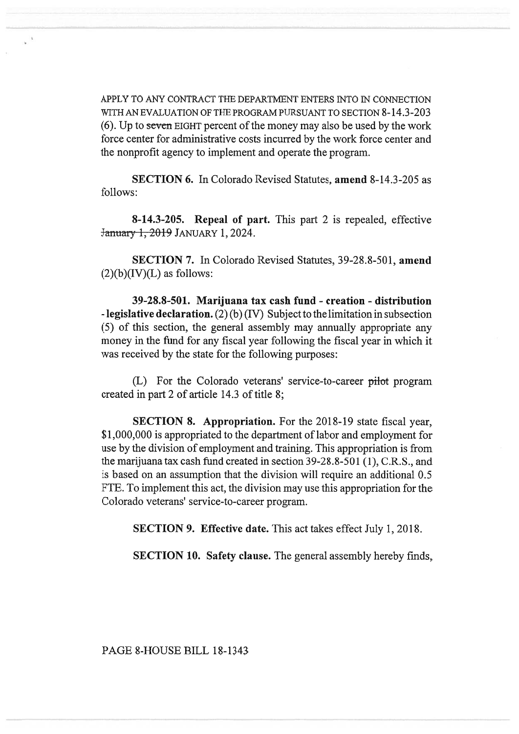APPLY TO ANY CONTRACT THE DEPARTMENT ENTERS INTO IN CONNECTION WITH AN EVALUATION OF THE PROGRAM PURSUANT TO SECTION 8-14.3-203 (6). Up to ~~seven~~ EIGHT percent of the money may also be used by the work force center for administrative costs incurred by the work force center and the nonprofit agency to implement and operate the program.

**SECTION 6.** In Colorado Revised Statutes, **amend** 8-14.3-205 as follows:

**8-14.3-205. Repeal of part.** This part 2 is repealed, effective ~~January 1, 2019~~ JANUARY 1, 2024.

**SECTION 7.** In Colorado Revised Statutes, 39-28.8-501, **amend** (2)(b)(IV)(L) as follows:

**39-28.8-501. Marijuana tax cash fund - creation - distribution - legislative declaration.** (2) (b) (IV) Subject to the limitation in subsection (5) of this section, the general assembly may annually appropriate any money in the fund for any fiscal year following the fiscal year in which it was received by the state for the following purposes:

(L) For the Colorado veterans' service-to-career ~~pilot~~ program created in part 2 of article 14.3 of title 8;

**SECTION 8. Appropriation.** For the 2018-19 state fiscal year, $1,000,000 is appropriated to the department of labor and employment for use by the division of employment and training. This appropriation is from the marijuana tax cash fund created in section 39-28.8-501 (1), C.R.S., and is based on an assumption that the division will require an additional 0.5 FTE. To implement this act, the division may use this appropriation for the Colorado veterans' service-to-career program.

**SECTION 9. Effective date.** This act takes effect July 1, 2018.

**SECTION 10. Safety clause.** The general assembly hereby finds,

PAGE 8-HOUSE BILL 18-1343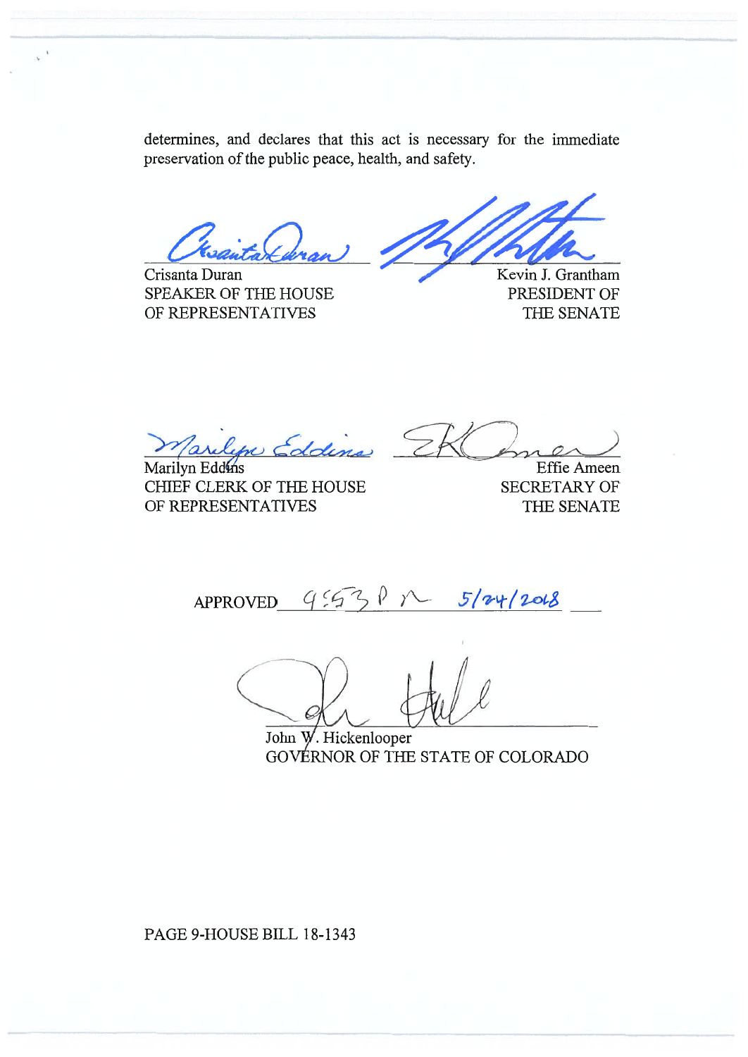determines, and declares that this act is necessary for the immediate preservation of the public peace, health, and safety.

Crisanta Duran
SPEAKER OF THE HOUSE
OF REPRESENTATIVES

Kevin J. Grantham
PRESIDENT OF
THE SENATE

Marilyn Eddins
CHIEF CLERK OF THE HOUSE
OF REPRESENTATIVES

Effie Ameen
SECRETARY OF
THE SENATE

APPROVED 4:53 PM 5/24/2018

John W. Hickenlooper
GOVERNOR OF THE STATE OF COLORADO

PAGE 9-HOUSE BILL 18-1343